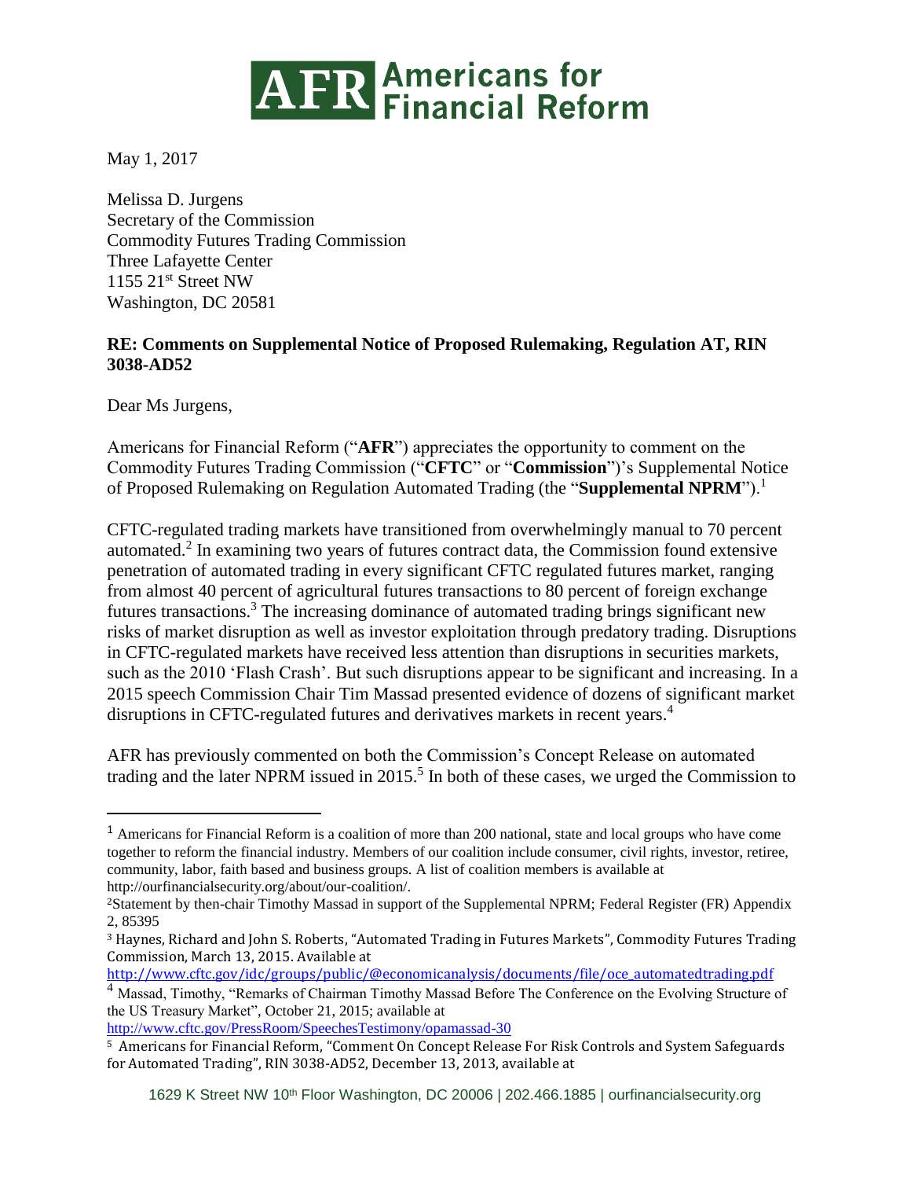# AFR Americans for Financial Reform

May 1, 2017

Melissa D. Jurgens  
Secretary of the Commission  
Commodity Futures Trading Commission  
Three Lafayette Center  
1155 21st Street NW  
Washington, DC 20581

**RE: Comments on Supplemental Notice of Proposed Rulemaking, Regulation AT, RIN 3038-AD52**

Dear Ms Jurgens,

Americans for Financial Reform ("**AFR**") appreciates the opportunity to comment on the Commodity Futures Trading Commission ("**CFTC**" or "**Commission**")'s Supplemental Notice of Proposed Rulemaking on Regulation Automated Trading (the "**Supplemental NPRM**").[1]

CFTC-regulated trading markets have transitioned from overwhelmingly manual to 70 percent automated.[2] In examining two years of futures contract data, the Commission found extensive penetration of automated trading in every significant CFTC regulated futures market, ranging from almost 40 percent of agricultural futures transactions to 80 percent of foreign exchange futures transactions.[3] The increasing dominance of automated trading brings significant new risks of market disruption as well as investor exploitation through predatory trading. Disruptions in CFTC-regulated markets have received less attention than disruptions in securities markets, such as the 2010 'Flash Crash'. But such disruptions appear to be significant and increasing. In a 2015 speech Commission Chair Tim Massad presented evidence of dozens of significant market disruptions in CFTC-regulated futures and derivatives markets in recent years.[4]

AFR has previously commented on both the Commission's Concept Release on automated trading and the later NPRM issued in 2015.[5] In both of these cases, we urged the Commission to

---

[1] Americans for Financial Reform is a coalition of more than 200 national, state and local groups who have come together to reform the financial industry. Members of our coalition include consumer, civil rights, investor, retiree, community, labor, faith based and business groups. A list of coalition members is available at http://ourfinancialsecurity.org/about/our-coalition/.

[2] Statement by then-chair Timothy Massad in support of the Supplemental NPRM; Federal Register (FR) Appendix 2, 85395

[3] Haynes, Richard and John S. Roberts, "Automated Trading in Futures Markets", Commodity Futures Trading Commission, March 13, 2015. Available at http://www.cftc.gov/idc/groups/public/@economicanalysis/documents/file/oce_automatedtrading.pdf

[4] Massad, Timothy, "Remarks of Chairman Timothy Massad Before The Conference on the Evolving Structure of the US Treasury Market", October 21, 2015; available at http://www.cftc.gov/PressRoom/SpeechesTestimony/opamassad-30

[5] Americans for Financial Reform, "Comment On Concept Release For Risk Controls and System Safeguards for Automated Trading", RIN 3038-AD52, December 13, 2013, available at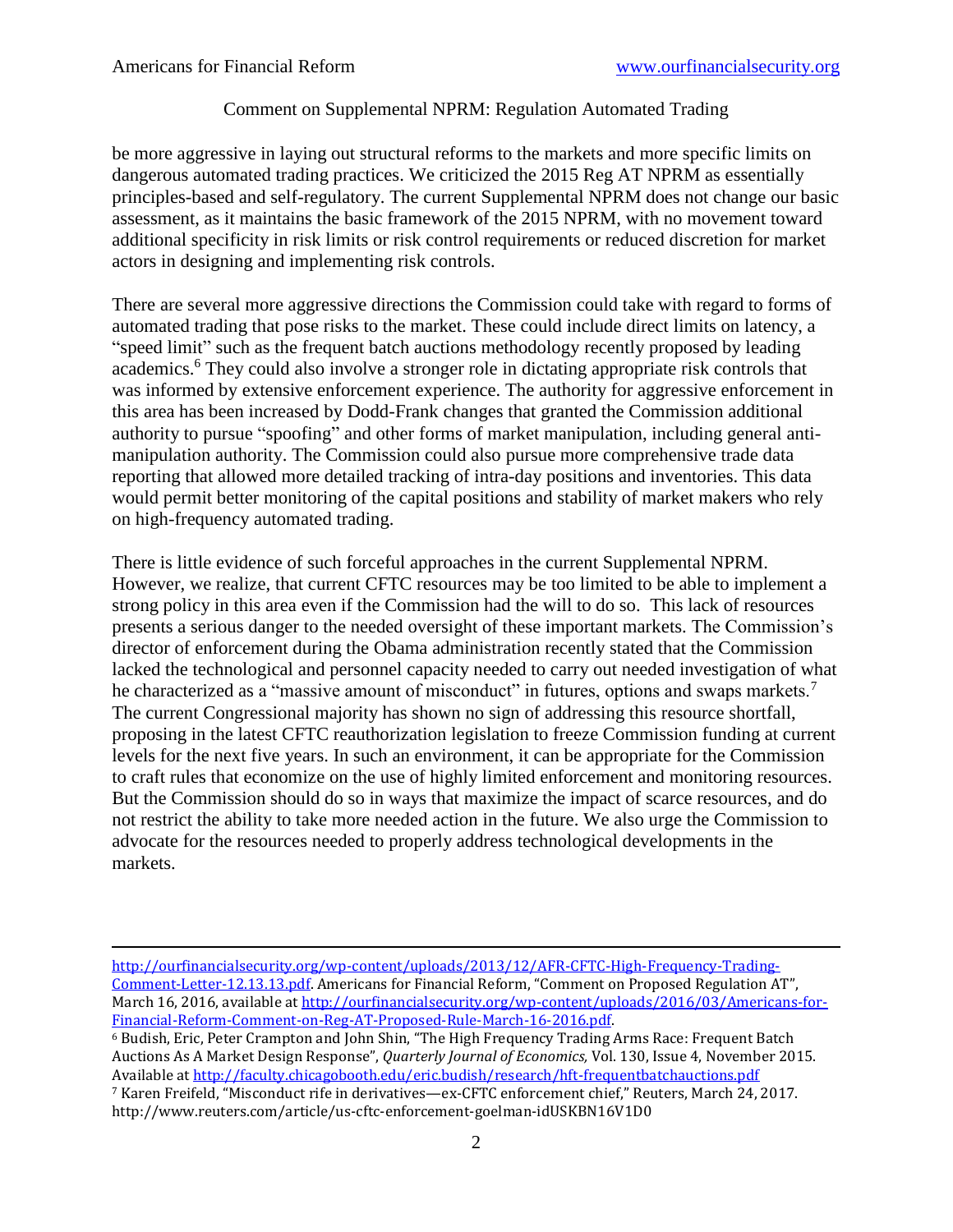be more aggressive in laying out structural reforms to the markets and more specific limits on dangerous automated trading practices. We criticized the 2015 Reg AT NPRM as essentially principles-based and self-regulatory. The current Supplemental NPRM does not change our basic assessment, as it maintains the basic framework of the 2015 NPRM, with no movement toward additional specificity in risk limits or risk control requirements or reduced discretion for market actors in designing and implementing risk controls.

There are several more aggressive directions the Commission could take with regard to forms of automated trading that pose risks to the market. These could include direct limits on latency, a "speed limit" such as the frequent batch auctions methodology recently proposed by leading academics.[6] They could also involve a stronger role in dictating appropriate risk controls that was informed by extensive enforcement experience. The authority for aggressive enforcement in this area has been increased by Dodd-Frank changes that granted the Commission additional authority to pursue "spoofing" and other forms of market manipulation, including general anti-manipulation authority. The Commission could also pursue more comprehensive trade data reporting that allowed more detailed tracking of intra-day positions and inventories. This data would permit better monitoring of the capital positions and stability of market makers who rely on high-frequency automated trading.

There is little evidence of such forceful approaches in the current Supplemental NPRM. However, we realize, that current CFTC resources may be too limited to be able to implement a strong policy in this area even if the Commission had the will to do so. This lack of resources presents a serious danger to the needed oversight of these important markets. The Commission's director of enforcement during the Obama administration recently stated that the Commission lacked the technological and personnel capacity needed to carry out needed investigation of what he characterized as a "massive amount of misconduct" in futures, options and swaps markets.[7] The current Congressional majority has shown no sign of addressing this resource shortfall, proposing in the latest CFTC reauthorization legislation to freeze Commission funding at current levels for the next five years. In such an environment, it can be appropriate for the Commission to craft rules that economize on the use of highly limited enforcement and monitoring resources. But the Commission should do so in ways that maximize the impact of scarce resources, and do not restrict the ability to take more needed action in the future. We also urge the Commission to advocate for the resources needed to properly address technological developments in the markets.

---

http://ourfinancialsecurity.org/wp-content/uploads/2013/12/AFR-CFTC-High-Frequency-Trading-Comment-Letter-12.13.13.pdf. Americans for Financial Reform, "Comment on Proposed Regulation AT", March 16, 2016, available at http://ourfinancialsecurity.org/wp-content/uploads/2016/03/Americans-for-Financial-Reform-Comment-on-Reg-AT-Proposed-Rule-March-16-2016.pdf.

[6] Budish, Eric, Peter Crampton and John Shin, "The High Frequency Trading Arms Race: Frequent Batch Auctions As A Market Design Response", *Quarterly Journal of Economics,* Vol. 130, Issue 4, November 2015. Available at http://faculty.chicagobooth.edu/eric.budish/research/hft-frequentbatchauctions.pdf

[7] Karen Freifeld, "Misconduct rife in derivatives—ex-CFTC enforcement chief," Reuters, March 24, 2017. http://www.reuters.com/article/us-cftc-enforcement-goelman-idUSKBN16V1D0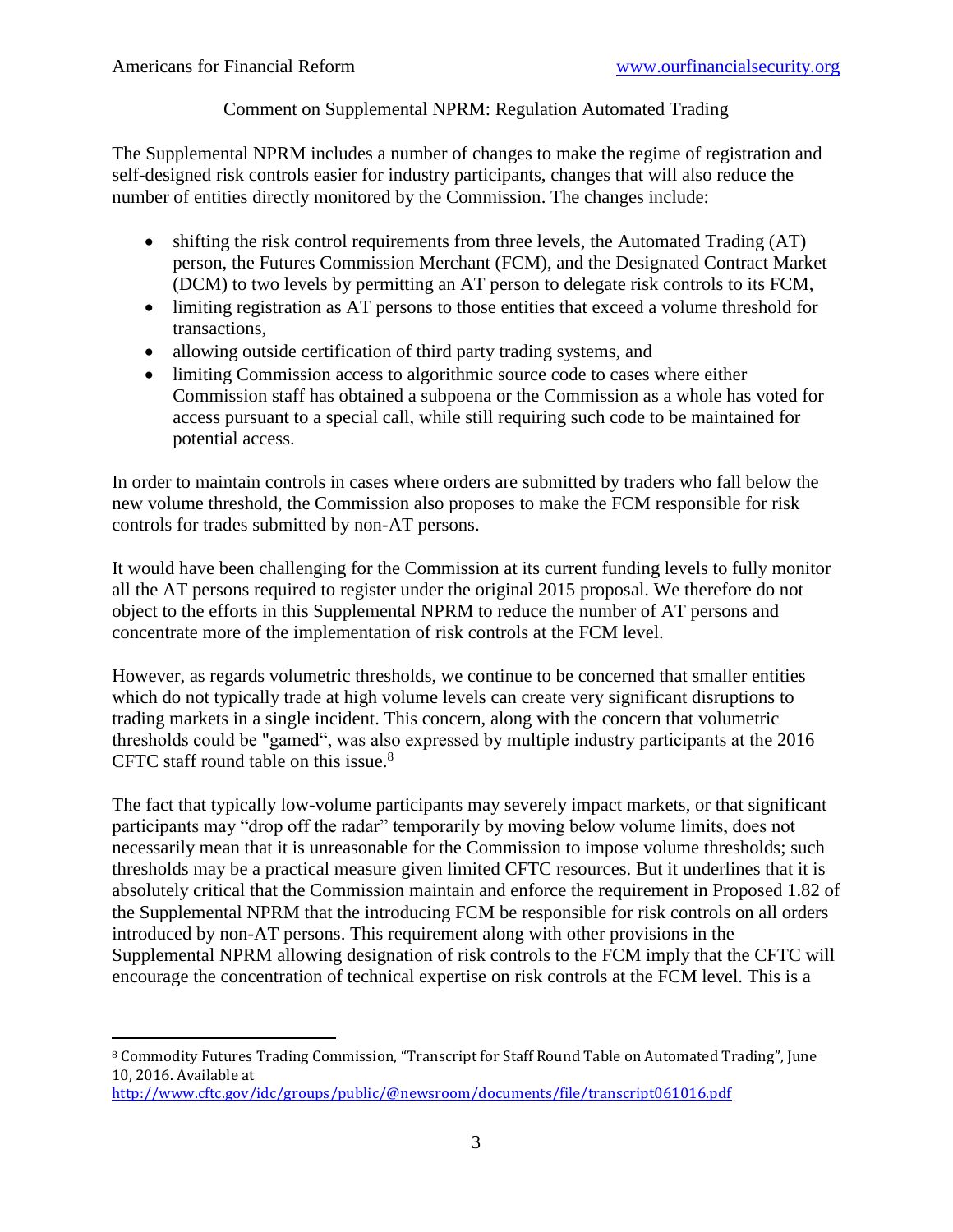The Supplemental NPRM includes a number of changes to make the regime of registration and self-designed risk controls easier for industry participants, changes that will also reduce the number of entities directly monitored by the Commission. The changes include:

- shifting the risk control requirements from three levels, the Automated Trading (AT) person, the Futures Commission Merchant (FCM), and the Designated Contract Market (DCM) to two levels by permitting an AT person to delegate risk controls to its FCM,
- limiting registration as AT persons to those entities that exceed a volume threshold for transactions,
- allowing outside certification of third party trading systems, and
- limiting Commission access to algorithmic source code to cases where either Commission staff has obtained a subpoena or the Commission as a whole has voted for access pursuant to a special call, while still requiring such code to be maintained for potential access.

In order to maintain controls in cases where orders are submitted by traders who fall below the new volume threshold, the Commission also proposes to make the FCM responsible for risk controls for trades submitted by non-AT persons.

It would have been challenging for the Commission at its current funding levels to fully monitor all the AT persons required to register under the original 2015 proposal. We therefore do not object to the efforts in this Supplemental NPRM to reduce the number of AT persons and concentrate more of the implementation of risk controls at the FCM level.

However, as regards volumetric thresholds, we continue to be concerned that smaller entities which do not typically trade at high volume levels can create very significant disruptions to trading markets in a single incident. This concern, along with the concern that volumetric thresholds could be "gamed", was also expressed by multiple industry participants at the 2016 CFTC staff round table on this issue.[8]

The fact that typically low-volume participants may severely impact markets, or that significant participants may "drop off the radar" temporarily by moving below volume limits, does not necessarily mean that it is unreasonable for the Commission to impose volume thresholds; such thresholds may be a practical measure given limited CFTC resources. But it underlines that it is absolutely critical that the Commission maintain and enforce the requirement in Proposed 1.82 of the Supplemental NPRM that the introducing FCM be responsible for risk controls on all orders introduced by non-AT persons. This requirement along with other provisions in the Supplemental NPRM allowing designation of risk controls to the FCM imply that the CFTC will encourage the concentration of technical expertise on risk controls at the FCM level. This is a

---

[8] Commodity Futures Trading Commission, "Transcript for Staff Round Table on Automated Trading", June 10, 2016. Available at http://www.cftc.gov/idc/groups/public/@newsroom/documents/file/transcript061016.pdf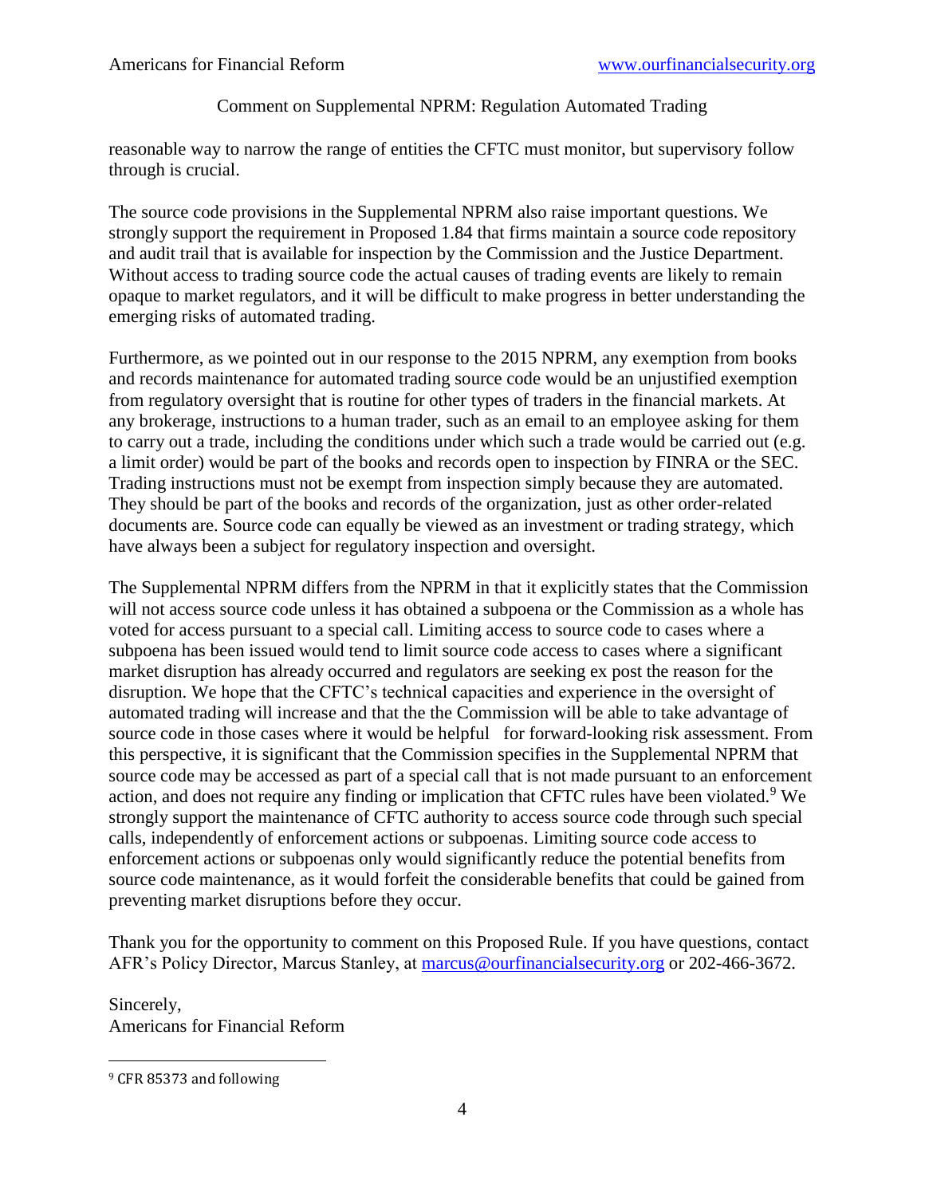reasonable way to narrow the range of entities the CFTC must monitor, but supervisory follow through is crucial.

The source code provisions in the Supplemental NPRM also raise important questions. We strongly support the requirement in Proposed 1.84 that firms maintain a source code repository and audit trail that is available for inspection by the Commission and the Justice Department. Without access to trading source code the actual causes of trading events are likely to remain opaque to market regulators, and it will be difficult to make progress in better understanding the emerging risks of automated trading.

Furthermore, as we pointed out in our response to the 2015 NPRM, any exemption from books and records maintenance for automated trading source code would be an unjustified exemption from regulatory oversight that is routine for other types of traders in the financial markets. At any brokerage, instructions to a human trader, such as an email to an employee asking for them to carry out a trade, including the conditions under which such a trade would be carried out (e.g. a limit order) would be part of the books and records open to inspection by FINRA or the SEC. Trading instructions must not be exempt from inspection simply because they are automated. They should be part of the books and records of the organization, just as other order-related documents are. Source code can equally be viewed as an investment or trading strategy, which have always been a subject for regulatory inspection and oversight.

The Supplemental NPRM differs from the NPRM in that it explicitly states that the Commission will not access source code unless it has obtained a subpoena or the Commission as a whole has voted for access pursuant to a special call. Limiting access to source code to cases where a subpoena has been issued would tend to limit source code access to cases where a significant market disruption has already occurred and regulators are seeking ex post the reason for the disruption. We hope that the CFTC's technical capacities and experience in the oversight of automated trading will increase and that the the Commission will be able to take advantage of source code in those cases where it would be helpful for forward-looking risk assessment. From this perspective, it is significant that the Commission specifies in the Supplemental NPRM that source code may be accessed as part of a special call that is not made pursuant to an enforcement action, and does not require any finding or implication that CFTC rules have been violated.[9] We strongly support the maintenance of CFTC authority to access source code through such special calls, independently of enforcement actions or subpoenas. Limiting source code access to enforcement actions or subpoenas only would significantly reduce the potential benefits from source code maintenance, as it would forfeit the considerable benefits that could be gained from preventing market disruptions before they occur.

Thank you for the opportunity to comment on this Proposed Rule. If you have questions, contact AFR's Policy Director, Marcus Stanley, at marcus@ourfinancialsecurity.org or 202-466-3672.

Sincerely,
Americans for Financial Reform

[9] CFR 85373 and following